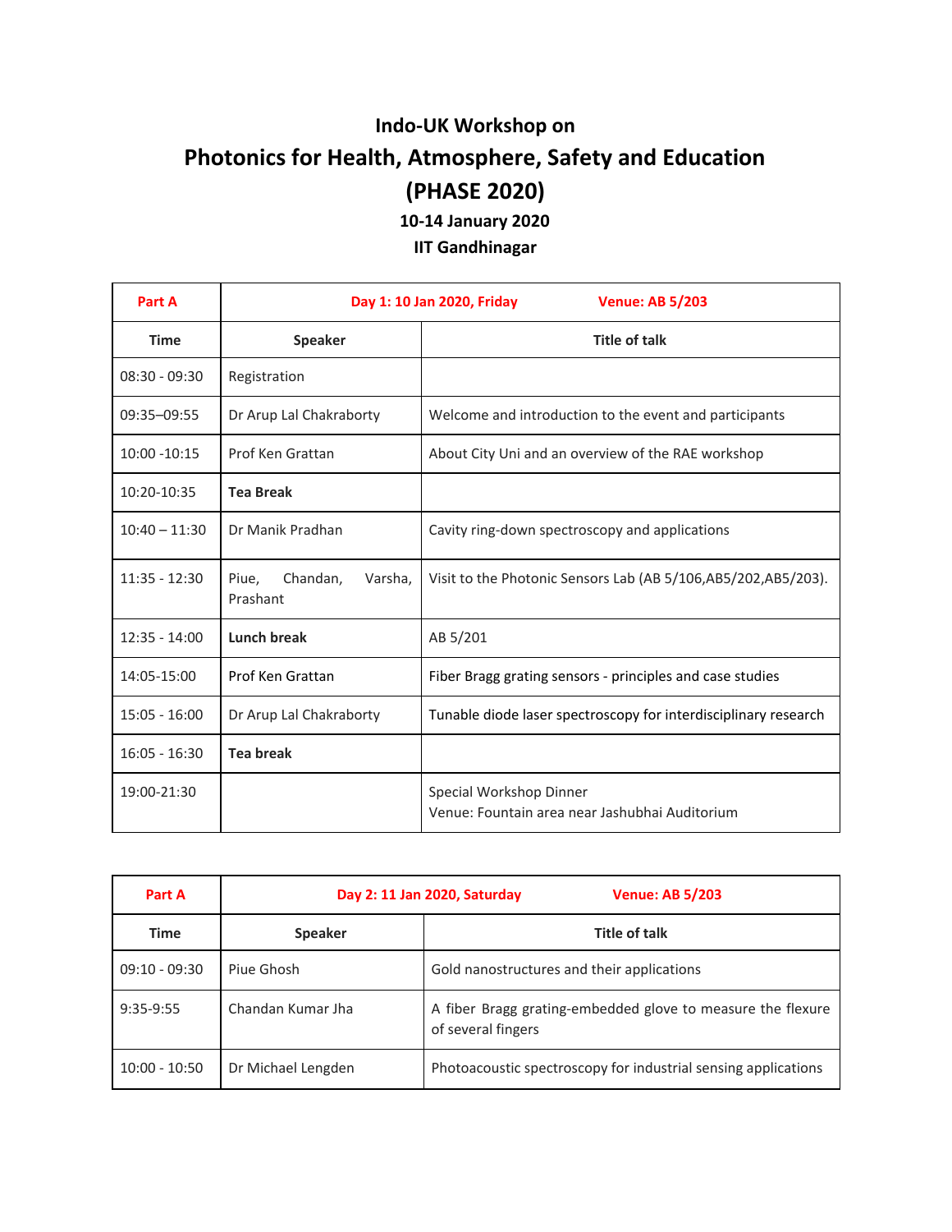## Indo-UK Workshop on

# Photonics for Health, Atmosphere, Safety and Education (PHASE 2020)

### 10-14 January 2020

### IIT Gandhinagar

| Part A | Day 1: 10 Jan 2020, Friday | Venue: AB 5/203 |
|---|---|---|
| **Time** | **Speaker** | **Title of talk** |
| 08:30 - 09:30 | Registration | |
| 09:35–09:55 | Dr Arup Lal Chakraborty | Welcome and introduction to the event and participants |
| 10:00 -10:15 | Prof Ken Grattan | About City Uni and an overview of the RAE workshop |
| 10:20-10:35 | **Tea Break** | |
| 10:40 – 11:30 | Dr Manik Pradhan | Cavity ring-down spectroscopy and applications |
| 11:35 - 12:30 | Piue, Chandan, Varsha, Prashant | Visit to the Photonic Sensors Lab (AB 5/106,AB5/202,AB5/203). |
| 12:35 - 14:00 | **Lunch break** | AB 5/201 |
| 14:05-15:00 | Prof Ken Grattan | Fiber Bragg grating sensors - principles and case studies |
| 15:05 - 16:00 | Dr Arup Lal Chakraborty | Tunable diode laser spectroscopy for interdisciplinary research |
| 16:05 - 16:30 | **Tea break** | |
| 19:00-21:30 | | Special Workshop Dinner<br>Venue: Fountain area near Jashubhai Auditorium |

| Part A | Day 2: 11 Jan 2020, Saturday | Venue: AB 5/203 |
|---|---|---|
| **Time** | **Speaker** | **Title of talk** |
| 09:10 - 09:30 | Piue Ghosh | Gold nanostructures and their applications |
| 9:35-9:55 | Chandan Kumar Jha | A fiber Bragg grating-embedded glove to measure the flexure of several fingers |
| 10:00 - 10:50 | Dr Michael Lengden | Photoacoustic spectroscopy for industrial sensing applications |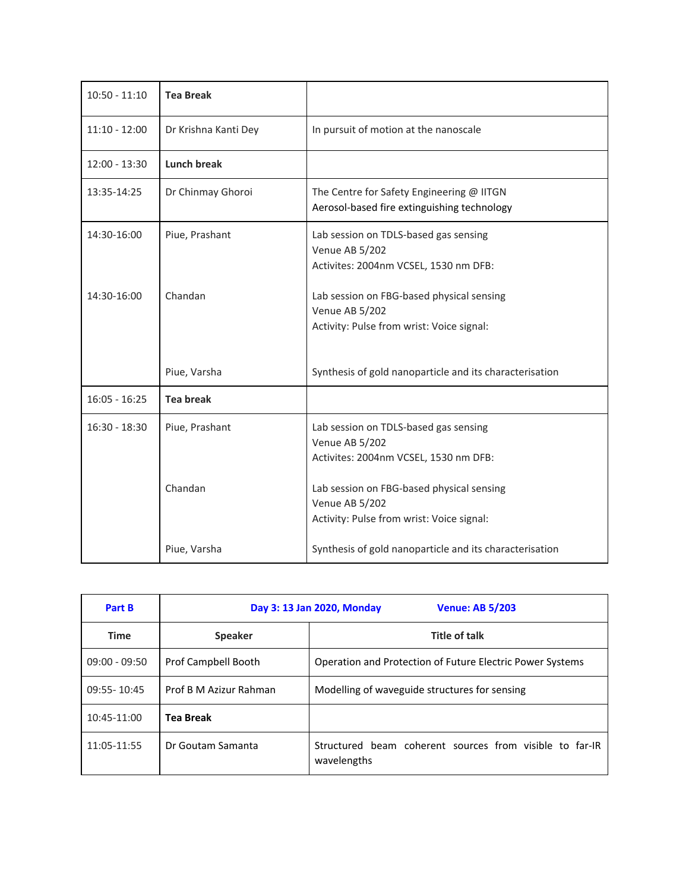| | | |
|---|---|---|
| 10:50 - 11:10 | **Tea Break** | |
| 11:10 - 12:00 | Dr Krishna Kanti Dey | In pursuit of motion at the nanoscale |
| 12:00 - 13:30 | **Lunch break** | |
| 13:35-14:25 | Dr Chinmay Ghoroi | The Centre for Safety Engineering @ IITGN<br>Aerosol-based fire extinguishing technology |
| 14:30-16:00 | Piue, Prashant | Lab session on TDLS-based gas sensing<br>Venue AB 5/202<br>Activites: 2004nm VCSEL, 1530 nm DFB: |
| 14:30-16:00 | Chandan | Lab session on FBG-based physical sensing<br>Venue AB 5/202<br>Activity: Pulse from wrist: Voice signal: |
| | Piue, Varsha | Synthesis of gold nanoparticle and its characterisation |
| 16:05 - 16:25 | **Tea break** | |
| 16:30 - 18:30 | Piue, Prashant | Lab session on TDLS-based gas sensing<br>Venue AB 5/202<br>Activites: 2004nm VCSEL, 1530 nm DFB: |
| | Chandan | Lab session on FBG-based physical sensing<br>Venue AB 5/202<br>Activity: Pulse from wrist: Voice signal: |
| | Piue, Varsha | Synthesis of gold nanoparticle and its characterisation |

| **Part B** | **Day 3: 13 Jan 2020, Monday** | **Venue: AB 5/203** |
|---|---|---|
| **Time** | **Speaker** | **Title of talk** |
| 09:00 - 09:50 | Prof Campbell Booth | Operation and Protection of Future Electric Power Systems |
| 09:55- 10:45 | Prof B M Azizur Rahman | Modelling of waveguide structures for sensing |
| 10:45-11:00 | **Tea Break** | |
| 11:05-11:55 | Dr Goutam Samanta | Structured beam coherent sources from visible to far-IR wavelengths |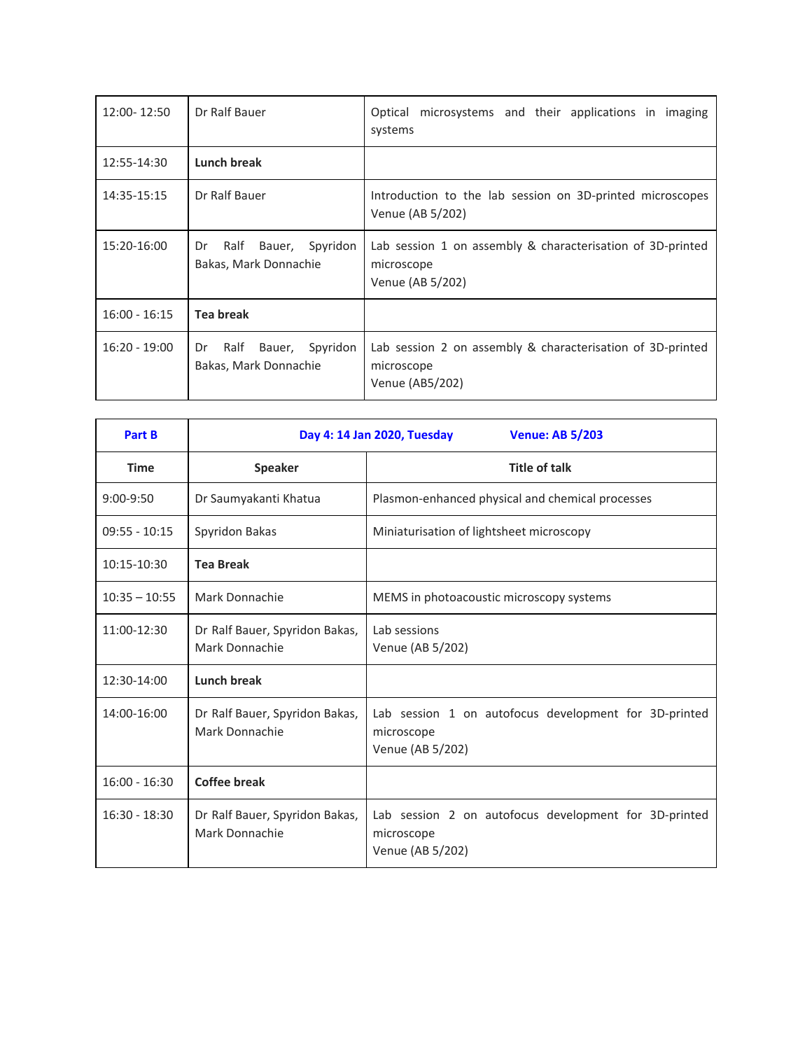| | | |
|---|---|---|
| 12:00- 12:50 | Dr Ralf Bauer | Optical microsystems and their applications in imaging systems |
| 12:55-14:30 | **Lunch break** | |
| 14:35-15:15 | Dr Ralf Bauer | Introduction to the lab session on 3D-printed microscopes Venue (AB 5/202) |
| 15:20-16:00 | Dr Ralf Bauer, Spyridon Bakas, Mark Donnachie | Lab session 1 on assembly & characterisation of 3D-printed microscope Venue (AB 5/202) |
| 16:00 - 16:15 | **Tea break** | |
| 16:20 - 19:00 | Dr Ralf Bauer, Spyridon Bakas, Mark Donnachie | Lab session 2 on assembly & characterisation of 3D-printed microscope Venue (AB5/202) |

| **Part B** | **Day 4: 14 Jan 2020, Tuesday Venue: AB 5/203** | |
|---|---|---|
| **Time** | **Speaker** | **Title of talk** |
| 9:00-9:50 | Dr Saumyakanti Khatua | Plasmon-enhanced physical and chemical processes |
| 09:55 - 10:15 | Spyridon Bakas | Miniaturisation of lightsheet microscopy |
| 10:15-10:30 | **Tea Break** | |
| 10:35 – 10:55 | Mark Donnachie | MEMS in photoacoustic microscopy systems |
| 11:00-12:30 | Dr Ralf Bauer, Spyridon Bakas, Mark Donnachie | Lab sessions Venue (AB 5/202) |
| 12:30-14:00 | **Lunch break** | |
| 14:00-16:00 | Dr Ralf Bauer, Spyridon Bakas, Mark Donnachie | Lab session 1 on autofocus development for 3D-printed microscope Venue (AB 5/202) |
| 16:00 - 16:30 | **Coffee break** | |
| 16:30 - 18:30 | Dr Ralf Bauer, Spyridon Bakas, Mark Donnachie | Lab session 2 on autofocus development for 3D-printed microscope Venue (AB 5/202) |